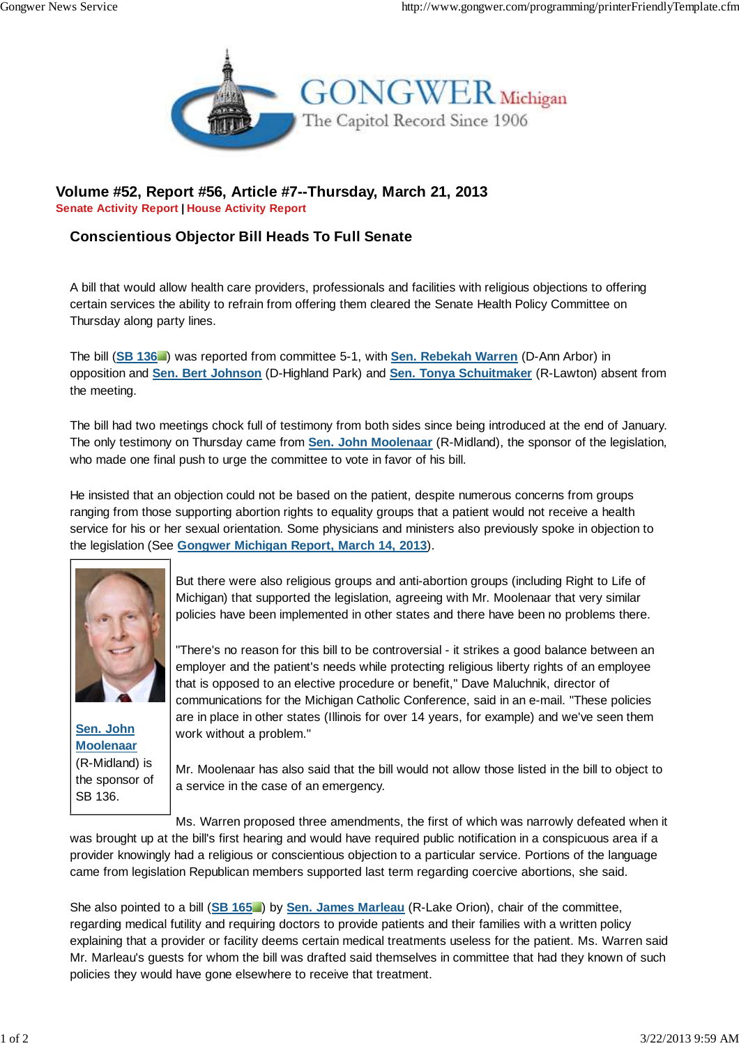## Volume #52, Report #56, Article #7--Thursday, March 21, 2013

**Senate Activity Report | House Activity Report**

### Conscientious Objector Bill Heads To Full Senate

A bill that would allow health care providers, professionals and facilities with religious objections to offering certain services the ability to refrain from offering them cleared the Senate Health Policy Committee on Thursday along party lines.

The bill (SB 136) was reported from committee 5-1, with Sen. Rebekah Warren (D-Ann Arbor) in opposition and Sen. Bert Johnson (D-Highland Park) and Sen. Tonya Schuitmaker (R-Lawton) absent from the meeting.

The bill had two meetings chock full of testimony from both sides since being introduced at the end of January. The only testimony on Thursday came from Sen. John Moolenaar (R-Midland), the sponsor of the legislation, who made one final push to urge the committee to vote in favor of his bill.

He insisted that an objection could not be based on the patient, despite numerous concerns from groups ranging from those supporting abortion rights to equality groups that a patient would not receive a health service for his or her sexual orientation. Some physicians and ministers also previously spoke in objection to the legislation (See Gongwer Michigan Report, March 14, 2013).

Sen. John Moolenaar (R-Midland) is the sponsor of SB 136.

But there were also religious groups and anti-abortion groups (including Right to Life of Michigan) that supported the legislation, agreeing with Mr. Moolenaar that very similar policies have been implemented in other states and there have been no problems there.

"There's no reason for this bill to be controversial - it strikes a good balance between an employer and the patient's needs while protecting religious liberty rights of an employee that is opposed to an elective procedure or benefit," Dave Maluchnik, director of communications for the Michigan Catholic Conference, said in an e-mail. "These policies are in place in other states (Illinois for over 14 years, for example) and we've seen them work without a problem."

Mr. Moolenaar has also said that the bill would not allow those listed in the bill to object to a service in the case of an emergency.

Ms. Warren proposed three amendments, the first of which was narrowly defeated when it was brought up at the bill's first hearing and would have required public notification in a conspicuous area if a provider knowingly had a religious or conscientious objection to a particular service. Portions of the language came from legislation Republican members supported last term regarding coercive abortions, she said.

She also pointed to a bill (SB 165) by Sen. James Marleau (R-Lake Orion), chair of the committee, regarding medical futility and requiring doctors to provide patients and their families with a written policy explaining that a provider or facility deems certain medical treatments useless for the patient. Ms. Warren said Mr. Marleau's guests for whom the bill was drafted said themselves in committee that had they known of such policies they would have gone elsewhere to receive that treatment.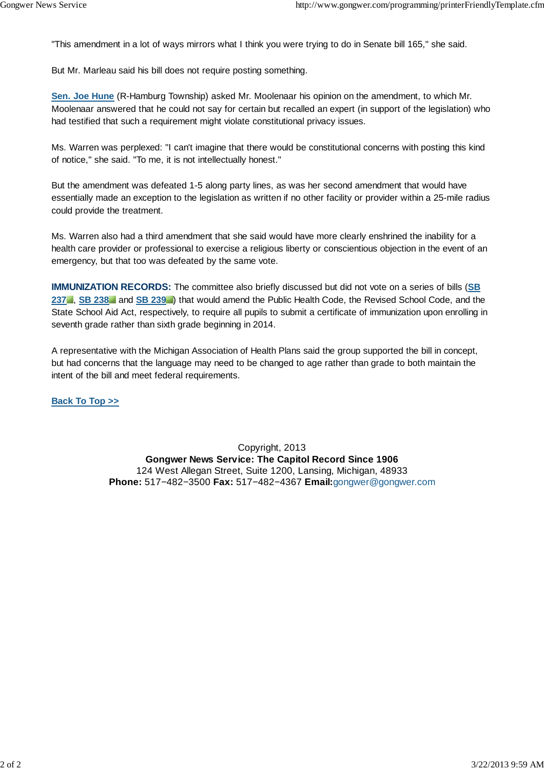"This amendment in a lot of ways mirrors what I think you were trying to do in Senate bill 165," she said.

But Mr. Marleau said his bill does not require posting something.

**Sen. Joe Hune** (R-Hamburg Township) asked Mr. Moolenaar his opinion on the amendment, to which Mr. Moolenaar answered that he could not say for certain but recalled an expert (in support of the legislation) who had testified that such a requirement might violate constitutional privacy issues.

Ms. Warren was perplexed: "I can't imagine that there would be constitutional concerns with posting this kind of notice," she said. "To me, it is not intellectually honest."

But the amendment was defeated 1-5 along party lines, as was her second amendment that would have essentially made an exception to the legislation as written if no other facility or provider within a 25-mile radius could provide the treatment.

Ms. Warren also had a third amendment that she said would have more clearly enshrined the inability for a health care provider or professional to exercise a religious liberty or conscientious objection in the event of an emergency, but that too was defeated by the same vote.

**IMMUNIZATION RECORDS:** The committee also briefly discussed but did not vote on a series of bills (**SB 237**, **SB 238** and **SB 239**) that would amend the Public Health Code, the Revised School Code, and the State School Aid Act, respectively, to require all pupils to submit a certificate of immunization upon enrolling in seventh grade rather than sixth grade beginning in 2014.

A representative with the Michigan Association of Health Plans said the group supported the bill in concept, but had concerns that the language may need to be changed to age rather than grade to both maintain the intent of the bill and meet federal requirements.

**Back To Top >>**

Copyright, 2013
**Gongwer News Service: The Capitol Record Since 1906**
124 West Allegan Street, Suite 1200, Lansing, Michigan, 48933
**Phone:** 517−482−3500 **Fax:** 517−482−4367 **Email:** gongwer@gongwer.com